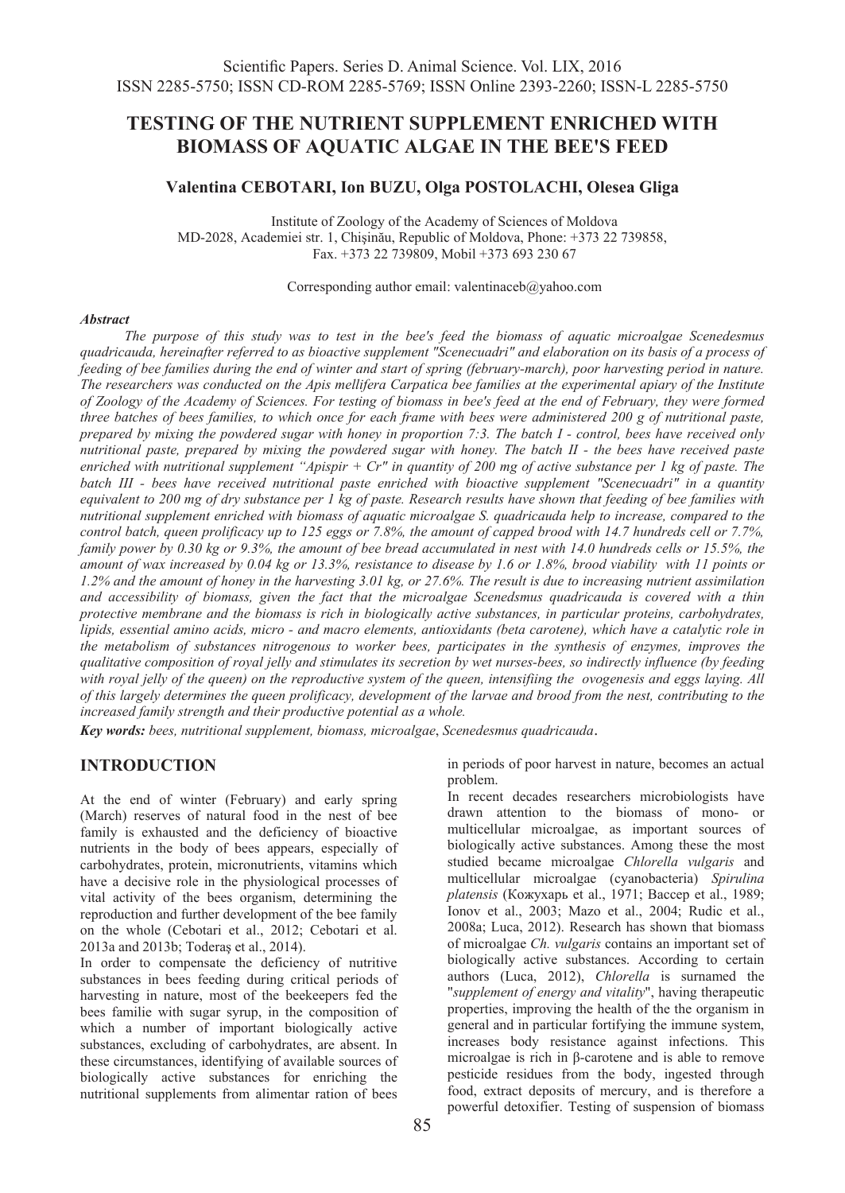# TESTING OF THE NUTRIENT SUPPLEMENT ENRICHED WITH BIOMASS OF AQUATIC ALGAE IN THE BEE'S FEED

**Valentina CEBOTARI, Ion BUZU, Olga POSTOLACHI, Olesea Gliga**

Institute of Zoology of the Academy of Sciences of Moldova
MD-2028, Academiei str. 1, Chişinău, Republic of Moldova, Phone: +373 22 739858,
Fax. +373 22 739809, Mobil +373 693 230 67

Corresponding author email: valentinaceb@yahoo.com

***Abstract***

*The purpose of this study was to test in the bee's feed the biomass of aquatic microalgae Scenedesmus quadricauda, hereinafter referred to as bioactive supplement "Scenecuadri" and elaboration on its basis of a process of feeding of bee families during the end of winter and start of spring (february-march), poor harvesting period in nature. The researchers was conducted on the Apis mellifera Carpatica bee families at the experimental apiary of the Institute of Zoology of the Academy of Sciences. For testing of biomass in bee's feed at the end of February, they were formed three batches of bees families, to which once for each frame with bees were administered 200 g of nutritional paste, prepared by mixing the powdered sugar with honey in proportion 7:3. The batch I - control, bees have received only nutritional paste, prepared by mixing the powdered sugar with honey. The batch II - the bees have received paste enriched with nutritional supplement "Apispir + Cr" in quantity of 200 mg of active substance per 1 kg of paste. The batch III - bees have received nutritional paste enriched with bioactive supplement "Scenecuadri" in a quantity equivalent to 200 mg of dry substance per 1 kg of paste. Research results have shown that feeding of bee families with nutritional supplement enriched with biomass of aquatic microalgae S. quadricauda help to increase, compared to the control batch, queen prolificacy up to 125 eggs or 7.8%, the amount of capped brood with 14.7 hundreds cell or 7.7%, family power by 0.30 kg or 9.3%, the amount of bee bread accumulated in nest with 14.0 hundreds cells or 15.5%, the amount of wax increased by 0.04 kg or 13.3%, resistance to disease by 1.6 or 1.8%, brood viability with 11 points or 1.2% and the amount of honey in the harvesting 3.01 kg, or 27.6%. The result is due to increasing nutrient assimilation and accessibility of biomass, given the fact that the microalgae Scenedsmus quadricauda is covered with a thin protective membrane and the biomass is rich in biologically active substances, in particular proteins, carbohydrates, lipids, essential amino acids, micro - and macro elements, antioxidants (beta carotene), which have a catalytic role in the metabolism of substances nitrogenous to worker bees, participates in the synthesis of enzymes, improves the qualitative composition of royal jelly and stimulates its secretion by wet nurses-bees, so indirectly influence (by feeding with royal jelly of the queen) on the reproductive system of the queen, intensifiing the ovogenesis and eggs laying. All of this largely determines the queen prolificacy, development of the larvae and brood from the nest, contributing to the increased family strength and their productive potential as a whole.*

***Key words:*** *bees, nutritional supplement, biomass, microalgae, Scenedesmus quadricauda*.

## INTRODUCTION

At the end of winter (February) and early spring (March) reserves of natural food in the nest of bee family is exhausted and the deficiency of bioactive nutrients in the body of bees appears, especially of carbohydrates, protein, micronutrients, vitamins which have a decisive role in the physiological processes of vital activity of the bees organism, determining the reproduction and further development of the bee family on the whole (Cebotari et al., 2012; Cebotari et al. 2013a and 2013b; Toderaş et al., 2014).

In order to compensate the deficiency of nutritive substances in bees feeding during critical periods of harvesting in nature, most of the beekeepers fed the bees familie with sugar syrup, in the composition of which a number of important biologically active substances, excluding of carbohydrates, are absent. In these circumstances, identifying of available sources of biologically active substances for enriching the nutritional supplements from alimentar ration of bees in periods of poor harvest in nature, becomes an actual problem.

In recent decades researchers microbiologists have drawn attention to the biomass of mono- or multicellular microalgae, as important sources of biologically active substances. Among these the most studied became microalgae *Chlorella vulgaris* and multicellular microalgae (cyanobacteria) *Spirulina platensis* (Кожухарь et al., 1971; Вассер et al., 1989; Ionov et al., 2003; Mazo et al., 2004; Rudic et al., 2008a; Luca, 2012). Research has shown that biomass of microalgae *Ch. vulgaris* contains an important set of biologically active substances. According to certain authors (Luca, 2012), *Chlorella* is surnamed the "*supplement of energy and vitality*", having therapeutic properties, improving the health of the the organism in general and in particular fortifying the immune system, increases body resistance against infections. This microalgae is rich in β-carotene and is able to remove pesticide residues from the body, ingested through food, extract deposits of mercury, and is therefore a powerful detoxifier. Testing of suspension of biomass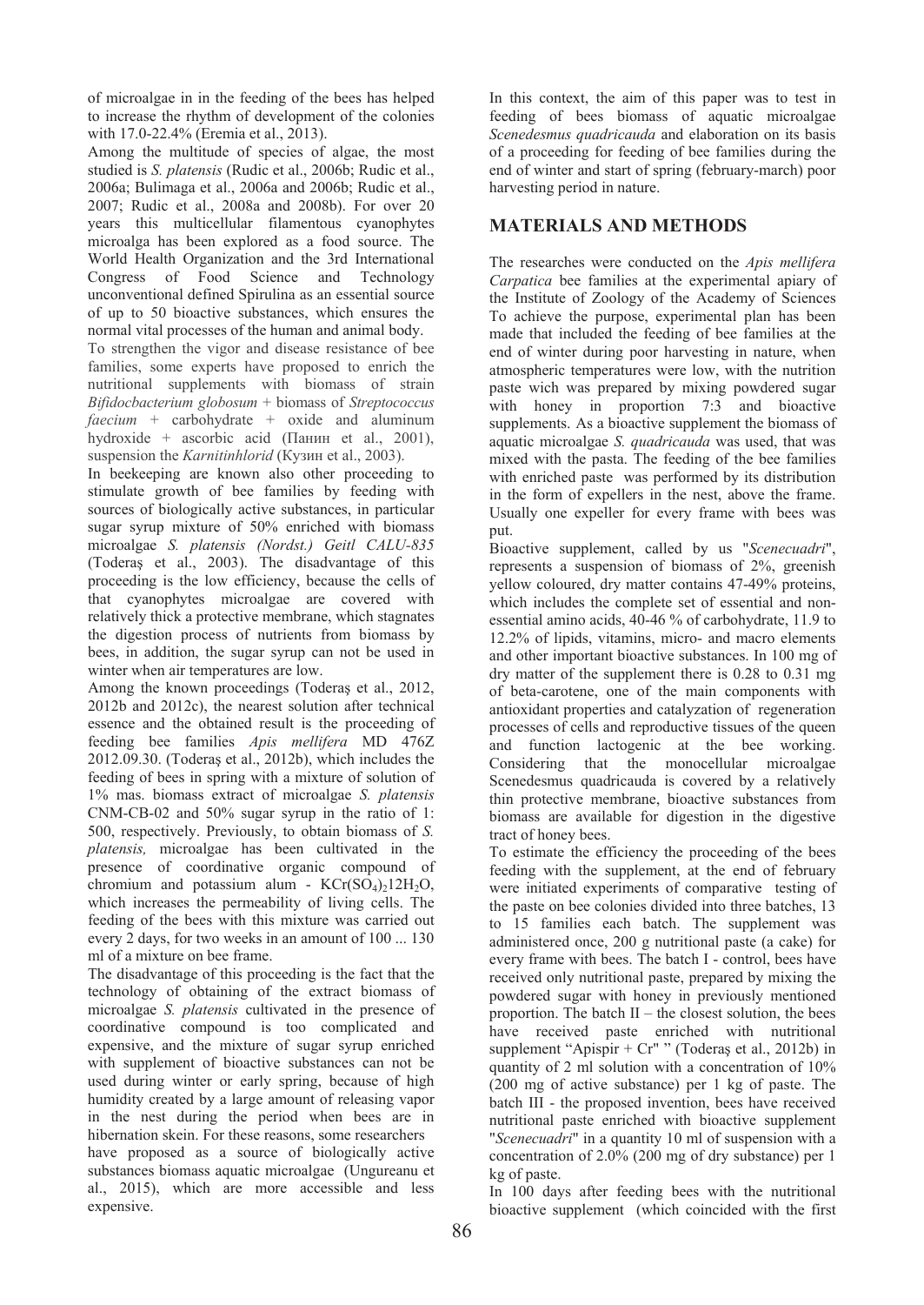of microalgae in in the feeding of the bees has helped to increase the rhythm of development of the colonies with 17.0-22.4% (Eremia et al., 2013).

Among the multitude of species of algae, the most studied is *S. platensis* (Rudic et al., 2006b; Rudic et al., 2006a; Bulimaga et al., 2006a and 2006b; Rudic et al., 2007; Rudic et al., 2008a and 2008b). For over 20 years this multicellular filamentous cyanophytes microalga has been explored as a food source. The World Health Organization and the 3rd International Congress of Food Science and Technology unconventional defined Spirulina as an essential source of up to 50 bioactive substances, which ensures the normal vital processes of the human and animal body.

To strengthen the vigor and disease resistance of bee families, some experts have proposed to enrich the nutritional supplements with biomass of strain *Bifidocbacterium globosum* + biomass of *Streptococcus faecium* + carbohydrate + oxide and aluminum hydroxide + ascorbic acid (Панин et al., 2001), suspension the *Karnitinhlorid* (Кузин et al., 2003).

In beekeeping are known also other proceeding to stimulate growth of bee families by feeding with sources of biologically active substances, in particular sugar syrup mixture of 50% enriched with biomass microalgae *S. platensis (Nordst.) Geitl CALU-835* (Toderaş et al., 2003). The disadvantage of this proceeding is the low efficiency, because the cells of that cyanophytes microalgae are covered with relatively thick a protective membrane, which stagnates the digestion process of nutrients from biomass by bees, in addition, the sugar syrup can not be used in winter when air temperatures are low.

Among the known proceedings (Toderaş et al., 2012, 2012b and 2012c), the nearest solution after technical essence and the obtained result is the proceeding of feeding bee families *Apis mellifera* MD 476Z 2012.09.30. (Toderaş et al., 2012b), which includes the feeding of bees in spring with a mixture of solution of 1% mas. biomass extract of microalgae *S. platensis* CNM-CB-02 and 50% sugar syrup in the ratio of 1: 500, respectively. Previously, to obtain biomass of *S. platensis,* microalgae has been cultivated in the presence of coordinative organic compound of chromium and potassium alum - $KCr(SO_4)_2 12H_2O$, which increases the permeability of living cells. The feeding of the bees with this mixture was carried out every 2 days, for two weeks in an amount of 100 ... 130 ml of a mixture on bee frame.

The disadvantage of this proceeding is the fact that the technology of obtaining of the extract biomass of microalgae *S. platensis* cultivated in the presence of coordinative compound is too complicated and expensive, and the mixture of sugar syrup enriched with supplement of bioactive substances can not be used during winter or early spring, because of high humidity created by a large amount of releasing vapor in the nest during the period when bees are in hibernation skein. For these reasons, some researchers have proposed as a source of biologically active substances biomass aquatic microalgae (Ungureanu et al., 2015), which are more accessible and less expensive.

In this context, the aim of this paper was to test in feeding of bees biomass of aquatic microalgae *Scenedesmus quadricauda* and elaboration on its basis of a proceeding for feeding of bee families during the end of winter and start of spring (february-march) poor harvesting period in nature.

## MATERIALS AND METHODS

The researches were conducted on the *Apis mellifera Carpatica* bee families at the experimental apiary of the Institute of Zoology of the Academy of Sciences To achieve the purpose, experimental plan has been made that included the feeding of bee families at the end of winter during poor harvesting in nature, when atmospheric temperatures were low, with the nutrition paste wich was prepared by mixing powdered sugar with honey in proportion 7:3 and bioactive supplements. As a bioactive supplement the biomass of aquatic microalgae *S. quadricauda* was used, that was mixed with the pasta. The feeding of the bee families with enriched paste was performed by its distribution in the form of expellers in the nest, above the frame. Usually one expeller for every frame with bees was put.

Bioactive supplement, called by us "*Scenecuadri*", represents a suspension of biomass of 2%, greenish yellow coloured, dry matter contains 47-49% proteins, which includes the complete set of essential and non-essential amino acids, 40-46 % of carbohydrate, 11.9 to 12.2% of lipids, vitamins, micro- and macro elements and other important bioactive substances. In 100 mg of dry matter of the supplement there is 0.28 to 0.31 mg of beta-carotene, one of the main components with antioxidant properties and catalyzation of regeneration processes of cells and reproductive tissues of the queen and function lactogenic at the bee working. Considering that the monocellular microalgae Scenedesmus quadricauda is covered by a relatively thin protective membrane, bioactive substances from biomass are available for digestion in the digestive tract of honey bees.

To estimate the efficiency the proceeding of the bees feeding with the supplement, at the end of february were initiated experiments of comparative testing of the paste on bee colonies divided into three batches, 13 to 15 families each batch. The supplement was administered once, 200 g nutritional paste (a cake) for every frame with bees. The batch I - control, bees have received only nutritional paste, prepared by mixing the powdered sugar with honey in previously mentioned proportion. The batch II – the closest solution, the bees have received paste enriched with nutritional supplement "Apispir + Cr" " (Toderaş et al., 2012b) in quantity of 2 ml solution with a concentration of 10% (200 mg of active substance) per 1 kg of paste. The batch III - the proposed invention, bees have received nutritional paste enriched with bioactive supplement "*Scenecuadri*" in a quantity 10 ml of suspension with a concentration of 2.0% (200 mg of dry substance) per 1 kg of paste.

In 100 days after feeding bees with the nutritional bioactive supplement (which coincided with the first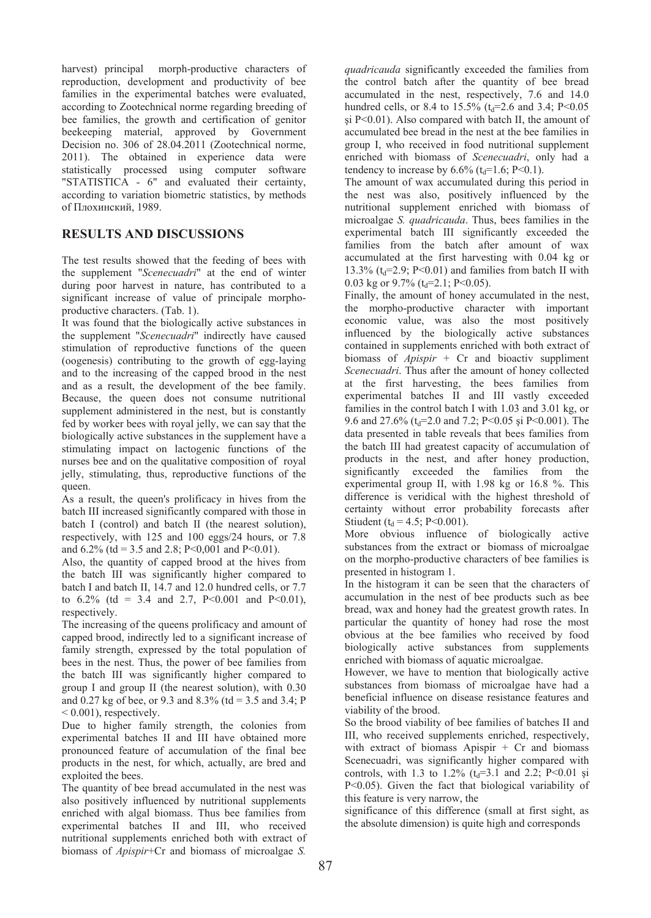harvest) principal morph-productive characters of reproduction, development and productivity of bee families in the experimental batches were evaluated, according to Zootechnical norme regarding breeding of bee families, the growth and certification of genitor beekeeping material, approved by Government Decision no. 306 of 28.04.2011 (Zootechnical norme, 2011). The obtained in experience data were statistically processed using computer software "STATISTICA - 6" and evaluated their certainty, according to variation biometric statistics, by methods of Плохинский, 1989.

## RESULTS AND DISCUSSIONS

The test results showed that the feeding of bees with the supplement "*Scenecuadri*" at the end of winter during poor harvest in nature, has contributed to a significant increase of value of principale morpho-productive characters. (Tab. 1).

It was found that the biologically active substances in the supplement "*Scenecuadri*" indirectly have caused stimulation of reproductive functions of the queen (oogenesis) contributing to the growth of egg-laying and to the increasing of the capped brood in the nest and as a result, the development of the bee family. Because, the queen does not consume nutritional supplement administered in the nest, but is constantly fed by worker bees with royal jelly, we can say that the biologically active substances in the supplement have a stimulating impact on lactogenic functions of the nurses bee and on the qualitative composition of royal jelly, stimulating, thus, reproductive functions of the queen.

As a result, the queen's prolificacy in hives from the batch III increased significantly compared with those in batch I (control) and batch II (the nearest solution), respectively, with 125 and 100 eggs/24 hours, or 7.8 and 6.2% (td = 3.5 and 2.8; P<0,001 and P<0.01).

Also, the quantity of capped brood at the hives from the batch III was significantly higher compared to batch I and batch II, 14.7 and 12.0 hundred cells, or 7.7 to 6.2% (td = 3.4 and 2.7, P<0.001 and P<0.01), respectively.

The increasing of the queens prolificacy and amount of capped brood, indirectly led to a significant increase of family strength, expressed by the total population of bees in the nest. Thus, the power of bee families from the batch III was significantly higher compared to group I and group II (the nearest solution), with 0.30 and 0.27 kg of bee, or 9.3 and 8.3% (td = 3.5 and 3.4; P < 0.001), respectively.

Due to higher family strength, the colonies from experimental batches II and III have obtained more pronounced feature of accumulation of the final bee products in the nest, for which, actually, are bred and exploited the bees.

The quantity of bee bread accumulated in the nest was also positively influenced by nutritional supplements enriched with algal biomass. Thus bee families from experimental batches II and III, who received nutritional supplements enriched both with extract of biomass of *Apispir*+Cr and biomass of microalgae *S. quadricauda* significantly exceeded the families from the control batch after the quantity of bee bread accumulated in the nest, respectively, 7.6 and 14.0 hundred cells, or 8.4 to 15.5% ($t_d$=2.6 and 3.4; P<0.05 şi P<0.01). Also compared with batch II, the amount of accumulated bee bread in the nest at the bee families in group I, who received in food nutritional supplement enriched with biomass of *Scenecuadri*, only had a tendency to increase by 6.6% ($t_d$=1.6; P<0.1).

The amount of wax accumulated during this period in the nest was also, positively influenced by the nutritional supplement enriched with biomass of microalgae *S. quadricauda*. Thus, bees families in the experimental batch III significantly exceeded the families from the batch after amount of wax accumulated at the first harvesting with 0.04 kg or 13.3% ($t_d$=2.9; P<0.01) and families from batch II with 0.03 kg or 9.7% ($t_d$=2.1; P<0.05).

Finally, the amount of honey accumulated in the nest, the morpho-productive character with important economic value, was also the most positively influenced by the biologically active substances contained in supplements enriched with both extract of biomass of *Apispir* + Cr and bioactiv suppliment *Scenecuadri*. Thus after the amount of honey collected at the first harvesting, the bees families from experimental batches II and III vastly exceeded families in the control batch I with 1.03 and 3.01 kg, or 9.6 and 27.6% ($t_d$=2.0 and 7.2; P<0.05 şi P<0.001). The data presented in table reveals that bees families from the batch III had greatest capacity of accumulation of products in the nest, and after honey production, significantly exceeded the families from the experimental group II, with 1.98 kg or 16.8 %. This difference is veridical with the highest threshold of certainty without error probability forecasts after Stiudent ($t_d$ = 4.5; P<0.001).

More obvious influence of biologically active substances from the extract or biomass of microalgae on the morpho-productive characters of bee families is presented in histogram 1.

In the histogram it can be seen that the characters of accumulation in the nest of bee products such as bee bread, wax and honey had the greatest growth rates. In particular the quantity of honey had rose the most obvious at the bee families who received by food biologically active substances from supplements enriched with biomass of aquatic microalgae.

However, we have to mention that biologically active substances from biomass of microalgae have had a beneficial influence on disease resistance features and viability of the brood.

So the brood viability of bee families of batches II and III, who received supplements enriched, respectively, with extract of biomass Apispir + Cr and biomass Scenecuadri, was significantly higher compared with controls, with 1.3 to 1.2% ($t_d$=3.1 and 2.2; P<0.01 şi P<0.05). Given the fact that biological variability of this feature is very narrow, the significance of this difference (small at first sight, as the absolute dimension) is quite high and corresponds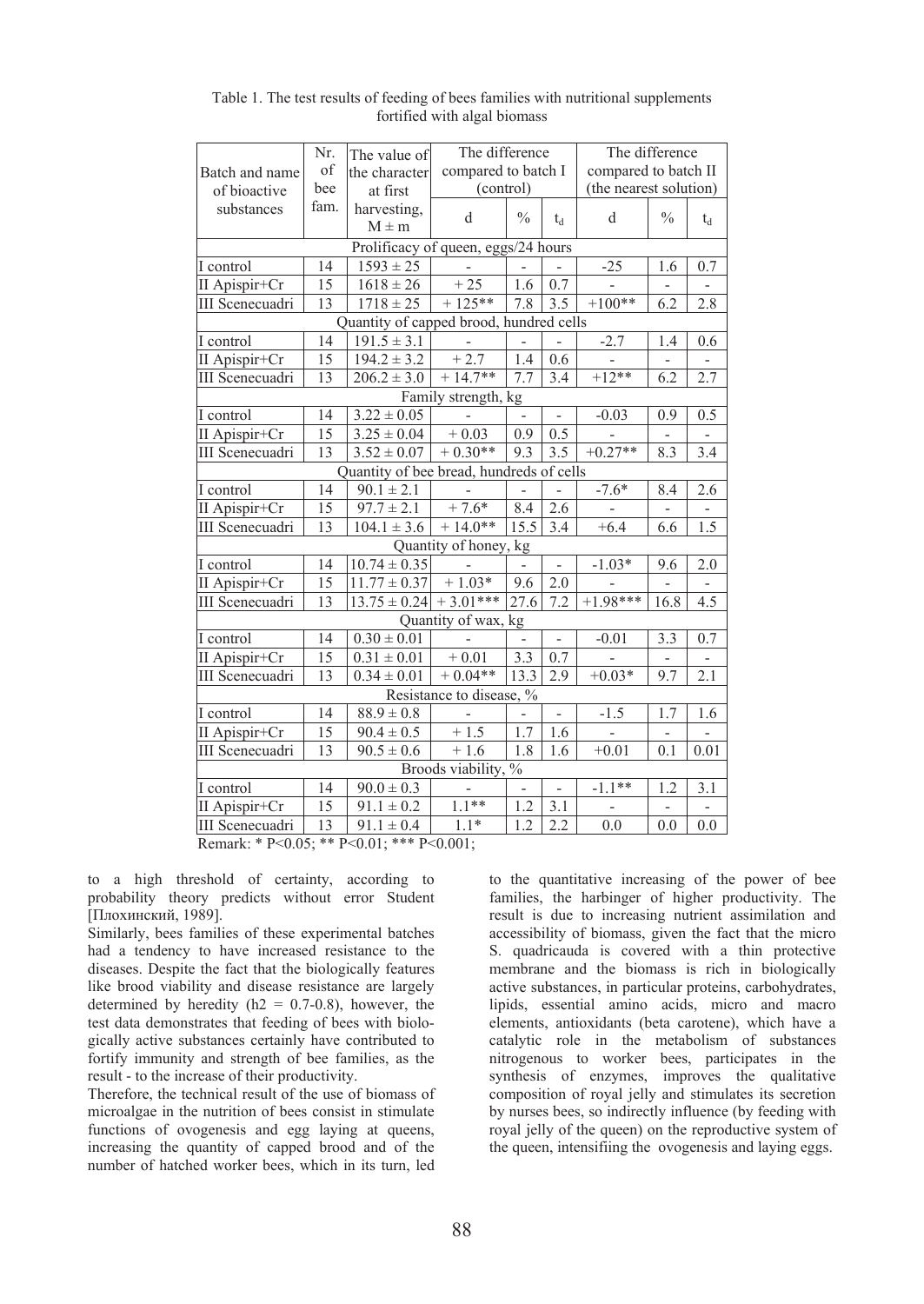Table 1. The test results of feeding of bees families with nutritional supplements fortified with algal biomass

| Batch and name of bioactive substances | Nr. of bee fam. | The value of the character at first harvesting, M ± m | The difference compared to batch I (control) | | | The difference compared to batch II (the nearest solution) | | |
|---|---|---|---|---|---|---|---|---|
| | | | d | % | $t_d$ | d | % | $t_d$ |
| Prolificacy of queen, eggs/24 hours | | | | | | | | |
| I control | 14 | 1593 ± 25 | - | - | - | -25 | 1.6 | 0.7 |
| II Apispir+Cr | 15 | 1618 ± 26 | + 25 | 1.6 | 0.7 | - | - | - |
| III Scenecuadri | 13 | 1718 ± 25 | + 125** | 7.8 | 3.5 | +100** | 6.2 | 2.8 |
| Quantity of capped brood, hundred cells | | | | | | | | |
| I control | 14 | 191.5 ± 3.1 | - | - | - | -2.7 | 1.4 | 0.6 |
| II Apispir+Cr | 15 | 194.2 ± 3.2 | + 2.7 | 1.4 | 0.6 | - | - | - |
| III Scenecuadri | 13 | 206.2 ± 3.0 | + 14.7** | 7.7 | 3.4 | +12** | 6.2 | 2.7 |
| Family strength, kg | | | | | | | | |
| I control | 14 | 3.22 ± 0.05 | - | - | - | -0.03 | 0.9 | 0.5 |
| II Apispir+Cr | 15 | 3.25 ± 0.04 | + 0.03 | 0.9 | 0.5 | - | - | - |
| III Scenecuadri | 13 | 3.52 ± 0.07 | + 0.30** | 9.3 | 3.5 | +0.27** | 8.3 | 3.4 |
| Quantity of bee bread, hundreds of cells | | | | | | | | |
| I control | 14 | 90.1 ± 2.1 | - | - | - | -7.6* | 8.4 | 2.6 |
| II Apispir+Cr | 15 | 97.7 ± 2.1 | + 7.6* | 8.4 | 2.6 | - | - | - |
| III Scenecuadri | 13 | 104.1 ± 3.6 | + 14.0** | 15.5 | 3.4 | +6.4 | 6.6 | 1.5 |
| Quantity of honey, kg | | | | | | | | |
| I control | 14 | 10.74 ± 0.35 | - | - | - | -1.03* | 9.6 | 2.0 |
| II Apispir+Cr | 15 | 11.77 ± 0.37 | + 1.03* | 9.6 | 2.0 | - | - | - |
| III Scenecuadri | 13 | 13.75 ± 0.24 | + 3.01*** | 27.6 | 7.2 | +1.98*** | 16.8 | 4.5 |
| Quantity of wax, kg | | | | | | | | |
| I control | 14 | 0.30 ± 0.01 | - | - | - | -0.01 | 3.3 | 0.7 |
| II Apispir+Cr | 15 | 0.31 ± 0.01 | + 0.01 | 3.3 | 0.7 | - | - | - |
| III Scenecuadri | 13 | 0.34 ± 0.01 | + 0.04** | 13.3 | 2.9 | +0.03* | 9.7 | 2.1 |
| Resistance to disease, % | | | | | | | | |
| I control | 14 | 88.9 ± 0.8 | - | - | - | -1.5 | 1.7 | 1.6 |
| II Apispir+Cr | 15 | 90.4 ± 0.5 | + 1.5 | 1.7 | 1.6 | - | - | - |
| III Scenecuadri | 13 | 90.5 ± 0.6 | + 1.6 | 1.8 | 1.6 | +0.01 | 0.1 | 0.01 |
| Broods viability, % | | | | | | | | |
| I control | 14 | 90.0 ± 0.3 | - | - | - | -1.1** | 1.2 | 3.1 |
| II Apispir+Cr | 15 | 91.1 ± 0.2 | 1.1** | 1.2 | 3.1 | - | - | - |
| III Scenecuadri | 13 | 91.1 ± 0.4 | 1.1* | 1.2 | 2.2 | 0.0 | 0.0 | 0.0 |

Remark: * P<0.05; ** P<0.01; *** P<0.001;

to a high threshold of certainty, according to probability theory predicts without error Student [Плохинский, 1989].

Similarly, bees families of these experimental batches had a tendency to have increased resistance to the diseases. Despite the fact that the biologically features like brood viability and disease resistance are largely determined by heredity (h2 = 0.7-0.8), however, the test data demonstrates that feeding of bees with biologically active substances certainly have contributed to fortify immunity and strength of bee families, as the result - to the increase of their productivity.

Therefore, the technical result of the use of biomass of microalgae in the nutrition of bees consist in stimulate functions of ovogenesis and egg laying at queens, increasing the quantity of capped brood and of the number of hatched worker bees, which in its turn, led to the quantitative increasing of the power of bee families, the harbinger of higher productivity. The result is due to increasing nutrient assimilation and accessibility of biomass, given the fact that the micro S. quadricauda is covered with a thin protective membrane and the biomass is rich in biologically active substances, in particular proteins, carbohydrates, lipids, essential amino acids, micro and macro elements, antioxidants (beta carotene), which have a catalytic role in the metabolism of substances nitrogenous to worker bees, participates in the synthesis of enzymes, improves the qualitative composition of royal jelly and stimulates its secretion by nurses bees, so indirectly influence (by feeding with royal jelly of the queen) on the reproductive system of the queen, intensifiing the ovogenesis and laying eggs.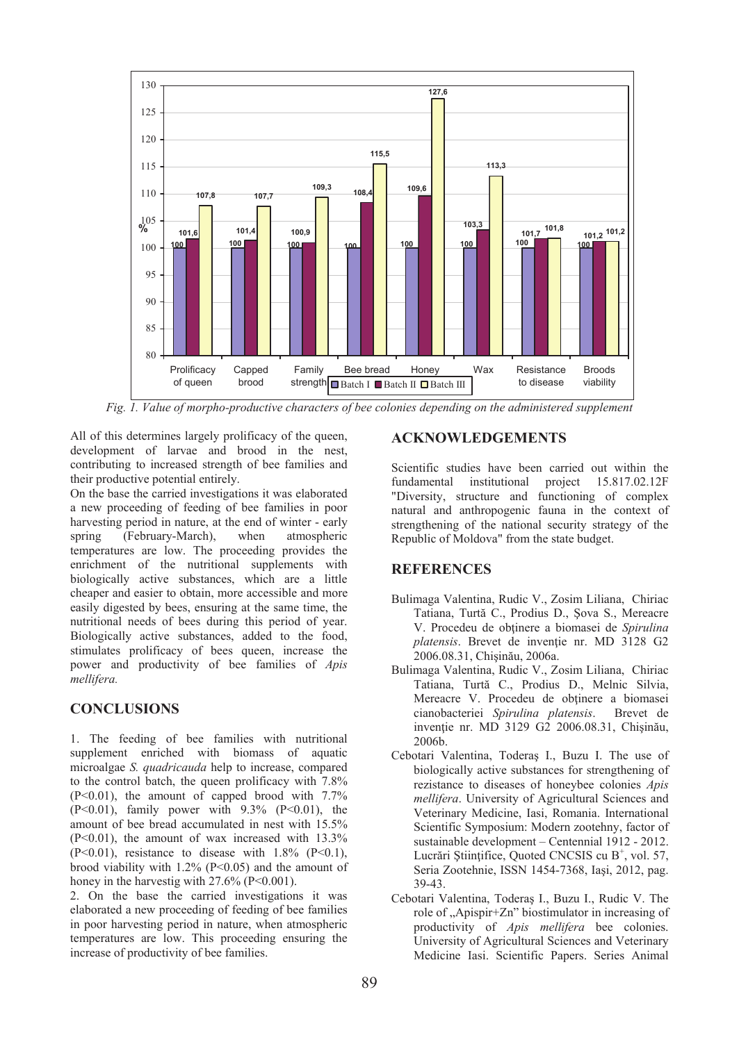| % | Prolificacy of queen | Capped brood | Family strength | Bee bread | Honey | Wax | Resistance to disease | Broods viability |
|---|---|---|---|---|---|---|---|---|
| Batch I | 100 | 100 | 100 | 100 | 100 | 100 | 100 | 100 |
| Batch II | 101,6 | 101,4 | 100,9 | 108,4 | 109,6 | 103,3 | 101,7 | 101,2 |
| Batch III | 107,8 | 107,7 | 109,3 | 115,5 | 127,6 | 113,3 | 101,8 | 101,2 |

*Fig. 1. Value of morpho-productive characters of bee colonies depending on the administered supplement*

All of this determines largely prolificacy of the queen, development of larvae and brood in the nest, contributing to increased strength of bee families and their productive potential entirely.

On the base the carried investigations it was elaborated a new proceeding of feeding of bee families in poor harvesting period in nature, at the end of winter - early spring (February-March), when atmospheric temperatures are low. The proceeding provides the enrichment of the nutritional supplements with biologically active substances, which are a little cheaper and easier to obtain, more accessible and more easily digested by bees, ensuring at the same time, the nutritional needs of bees during this period of year. Biologically active substances, added to the food, stimulates prolificacy of bees queen, increase the power and productivity of bee families of *Apis mellifera.*

## CONCLUSIONS

1. The feeding of bee families with nutritional supplement enriched with biomass of aquatic microalgae *S. quadricauda* help to increase, compared to the control batch, the queen prolificacy with 7.8% (P<0.01), the amount of capped brood with 7.7% (P<0.01), family power with 9.3% (P<0.01), the amount of bee bread accumulated in nest with 15.5% (P<0.01), the amount of wax increased with 13.3% (P<0.01), resistance to disease with 1.8% (P<0.1), brood viability with 1.2% (P<0.05) and the amount of honey in the harvestig with 27.6% (P<0.001).

2. On the base the carried investigations it was elaborated a new proceeding of feeding of bee families in poor harvesting period in nature, when atmospheric temperatures are low. This proceeding ensuring the increase of productivity of bee families.

## ACKNOWLEDGEMENTS

Scientific studies have been carried out within the fundamental institutional project 15.817.02.12F "Diversity, structure and functioning of complex natural and anthropogenic fauna in the context of strengthening of the national security strategy of the Republic of Moldova" from the state budget.

## REFERENCES

Bulimaga Valentina, Rudic V., Zosim Liliana, Chiriac Tatiana, Turtă C., Prodius D., Şova S., Mereacre V. Procedeu de obţinere a biomasei de *Spirulina platensis*. Brevet de invenţie nr. MD 3128 G2 2006.08.31, Chişinău, 2006a.

Bulimaga Valentina, Rudic V., Zosim Liliana, Chiriac Tatiana, Turtă C., Prodius D., Melnic Silvia, Mereacre V. Procedeu de obţinere a biomasei cianobacteriei *Spirulina platensis*. Brevet de invenţie nr. MD 3129 G2 2006.08.31, Chişinău, 2006b.

Cebotari Valentina, Toderaş I., Buzu I. The use of biologically active substances for strengthening of rezistance to diseases of honeybee colonies *Apis mellifera*. University of Agricultural Sciences and Veterinary Medicine, Iasi, Romania. International Scientific Symposium: Modern zootehny, factor of sustainable development – Centennial 1912 - 2012. Lucrări Ştiinţifice, Quoted CNCSIS cu B+, vol. 57, Seria Zootehnie, ISSN 1454-7368, Iaşi, 2012, pag. 39-43.

Cebotari Valentina, Toderaş I., Buzu I., Rudic V. The role of „Apispir+Zn" biostimulator in increasing of productivity of *Apis mellifera* bee colonies. University of Agricultural Sciences and Veterinary Medicine Iasi. Scientific Papers. Series Animal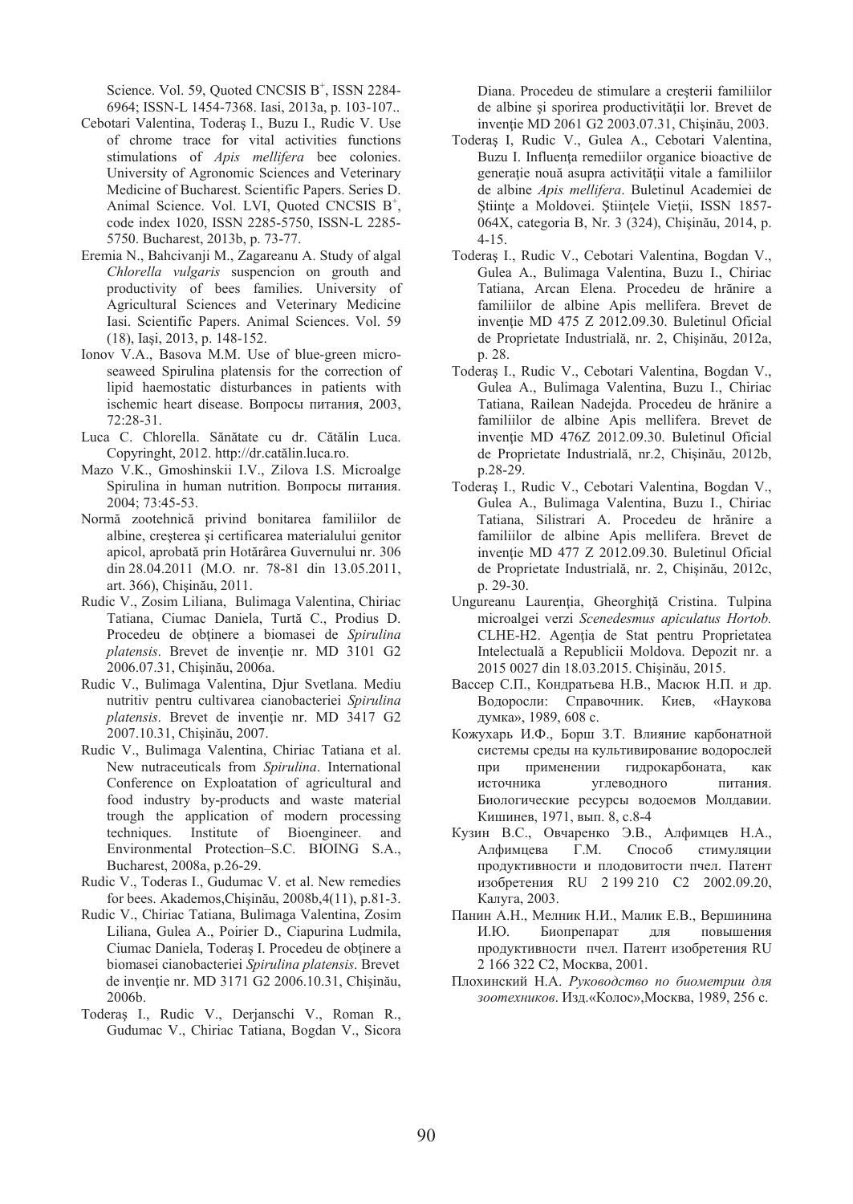Science. Vol. 59, Quoted CNCSIS B+, ISSN 2284-6964; ISSN-L 1454-7368. Iasi, 2013a, p. 103-107..

Cebotari Valentina, Toderaş I., Buzu I., Rudic V. Use of chrome trace for vital activities functions stimulations of *Apis mellifera* bee colonies. University of Agronomic Sciences and Veterinary Medicine of Bucharest. Scientific Papers. Series D. Animal Science. Vol. LVI, Quoted CNCSIS B+, code index 1020, ISSN 2285-5750, ISSN-L 2285-5750. Bucharest, 2013b, p. 73-77.

Eremia N., Bahcivanji M., Zagareanu A. Study of algal *Chlorella vulgaris* suspencion on grouth and productivity of bees families. University of Agricultural Sciences and Veterinary Medicine Iasi. Scientific Papers. Animal Sciences. Vol. 59 (18), Iaşi, 2013, p. 148-152.

Ionov V.A., Basova M.M. Use of blue-green micro-seaweed Spirulina platensis for the correction of lipid haemostatic disturbances in patients with ischemic heart disease. Вопросы питания, 2003, 72:28-31.

Luca C. Chlorella. Sănătate cu dr. Cătălin Luca. Copyringht, 2012. http://dr.cătălin.luca.ro.

Mazo V.K., Gmoshinskii I.V., Zilova I.S. Microalge Spirulina in human nutrition. Вопросы питания. 2004; 73:45-53.

Normă zootehnică privind bonitarea familiilor de albine, creşterea şi certificarea materialului genitor apicol, aprobată prin Hotărârea Guvernului nr. 306 din 28.04.2011 (M.O. nr. 78-81 din 13.05.2011, art. 366), Chişinău, 2011.

Rudic V., Zosim Liliana, Bulimaga Valentina, Chiriac Tatiana, Ciumac Daniela, Turtă C., Prodius D. Procedeu de obţinere a biomasei de *Spirulina platensis*. Brevet de invenţie nr. MD 3101 G2 2006.07.31, Chişinău, 2006a.

Rudic V., Bulimaga Valentina, Djur Svetlana. Mediu nutritiv pentru cultivarea cianobacteriei *Spirulina platensis*. Brevet de invenţie nr. MD 3417 G2 2007.10.31, Chişinău, 2007.

Rudic V., Bulimaga Valentina, Chiriac Tatiana et al. New nutraceuticals from *Spirulina*. International Conference on Exploatation of agricultural and food industry by-products and waste material trough the application of modern processing techniques. Institute of Bioengineer. and Environmental Protection–S.C. BIOING S.A., Bucharest, 2008a, p.26-29.

Rudic V., Toderas I., Gudumac V. et al. New remedies for bees. Akademos,Chişinău, 2008b,4(11), p.81-3.

Rudic V., Chiriac Tatiana, Bulimaga Valentina, Zosim Liliana, Gulea A., Poirier D., Ciapurina Ludmila, Ciumac Daniela, Toderaş I. Procedeu de obţinere a biomasei cianobacteriei *Spirulina platensis*. Brevet de invenţie nr. MD 3171 G2 2006.10.31, Chişinău, 2006b.

Toderaş I., Rudic V., Derjanschi V., Roman R., Gudumac V., Chiriac Tatiana, Bogdan V., Sicora Diana. Procedeu de stimulare a creşterii familiilor de albine şi sporirea productivităţii lor. Brevet de invenţie MD 2061 G2 2003.07.31, Chişinău, 2003.

Toderaş I, Rudic V., Gulea A., Cebotari Valentina, Buzu I. Influenţa remediilor organice bioactive de generaţie nouă asupra activităţii vitale a familiilor de albine *Apis mellifera*. Buletinul Academiei de Ştiinţe a Moldovei. Ştiinţele Vieţii, ISSN 1857-064X, categoria B, Nr. 3 (324), Chişinău, 2014, p. 4-15.

Toderaş I., Rudic V., Cebotari Valentina, Bogdan V., Gulea A., Bulimaga Valentina, Buzu I., Chiriac Tatiana, Arcan Elena. Procedeu de hrănire a familiilor de albine Apis mellifera. Brevet de invenţie MD 475 Z 2012.09.30. Buletinul Oficial de Proprietate Industrială, nr. 2, Chişinău, 2012a, p. 28.

Toderaş I., Rudic V., Cebotari Valentina, Bogdan V., Gulea A., Bulimaga Valentina, Buzu I., Chiriac Tatiana, Railean Nadejda. Procedeu de hrănire a familiilor de albine Apis mellifera. Brevet de invenţie MD 476Z 2012.09.30. Buletinul Oficial de Proprietate Industrială, nr.2, Chişinău, 2012b, p.28-29.

Toderaş I., Rudic V., Cebotari Valentina, Bogdan V., Gulea A., Bulimaga Valentina, Buzu I., Chiriac Tatiana, Silistrari A. Procedeu de hrănire a familiilor de albine Apis mellifera. Brevet de invenţie MD 477 Z 2012.09.30. Buletinul Oficial de Proprietate Industrială, nr. 2, Chişinău, 2012c, p. 29-30.

Ungureanu Laurenţia, Gheorghiţă Cristina. Tulpina microalgei verzi *Scenedesmus apiculatus Hortob.* CLHE-H2. Agenţia de Stat pentru Proprietatea Intelectuală a Republicii Moldova. Depozit nr. a 2015 0027 din 18.03.2015. Chişinău, 2015.

Вассер С.П., Кондратьева Н.В., Масюк Н.П. и др. Водоросли: Справочник. Киев, «Наукова думка», 1989, 608 с.

Кожухарь И.Ф., Борш З.Т. Влияние карбонатной системы среды на культивирование водорослей при применении гидрокарбоната, как источника углеводного питания. Биологические ресурсы водоемов Молдавии. Кишинев, 1971, вып. 8, с.8-4

Кузин В.С., Овчаренко Э.В., Алфимцев Н.А., Алфимцева Г.М. Способ стимуляции продуктивности и плодовитости пчел. Патент изобретения RU 2 199 210 C2 2002.09.20, Калуга, 2003.

Панин А.Н., Мелник Н.И., Малик Е.В., Вершинина И.Ю. Биопрепарат для повышения продуктивности пчел. Патент изобретения RU 2 166 322 C2, Москва, 2001.

Плохинский Н.А. *Руководство по биометрии для зоотехников*. Изд.«Колос»,Москва, 1989, 256 с.